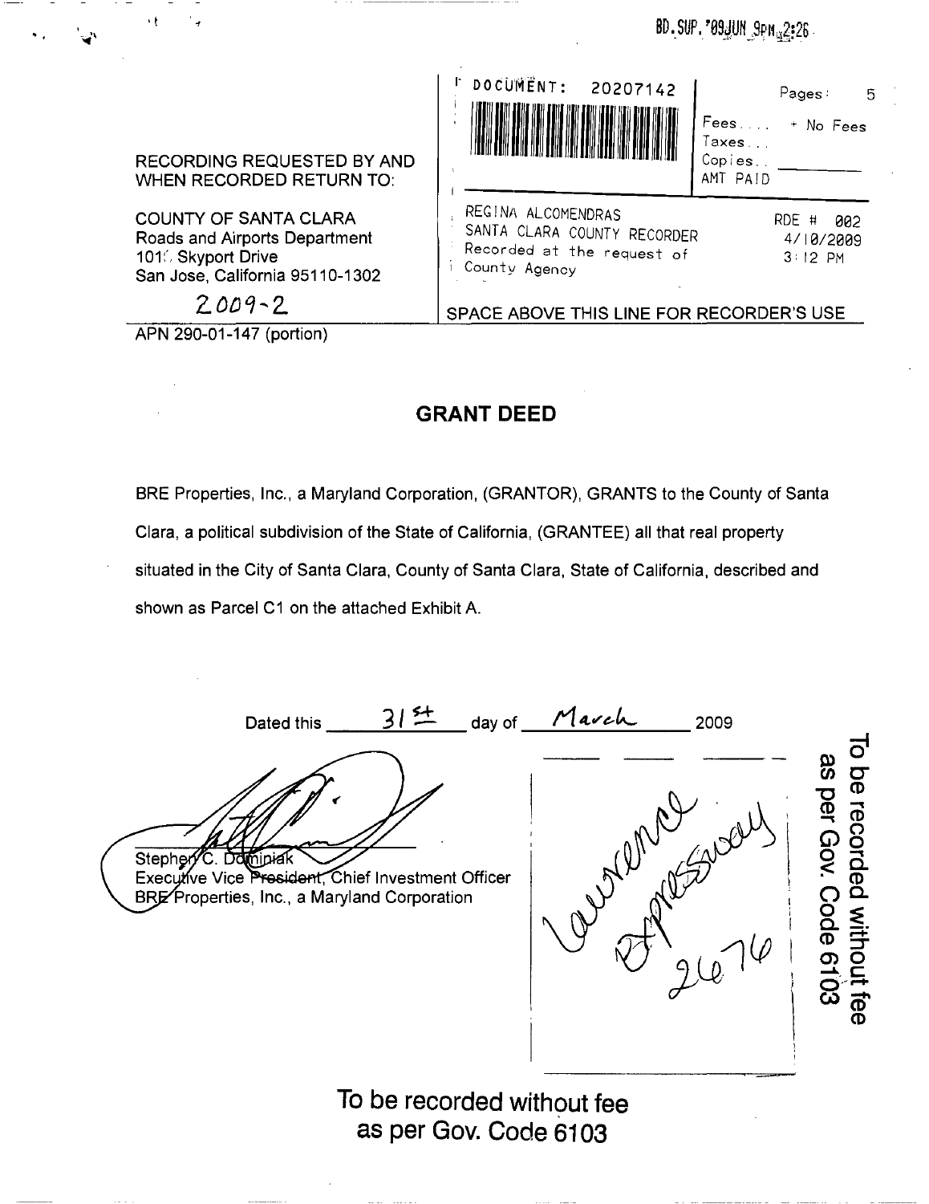BD. SUP. '09JUN 9PM 2:26

RECORDING REQUESTED BY AND WHEN RECORDED RETURN TO:

COUNTY OF SANTA CLARA
Roads and Airports Department
101 Skyport Drive
San Jose, California 95110-1302

2009-2

| DOCUMENT: 20207142 | Pages: 5 |
|---|---|
| | Fees.... + No Fees |
| | Taxes... |
| | Copies.. |
| | AMT PAID |

REGINA ALCOMENDRAS
SANTA CLARA COUNTY RECORDER
Recorded at the request of
County Agency

RDE # 002
4/10/2009
3:12 PM

SPACE ABOVE THIS LINE FOR RECORDER'S USE

APN 290-01-147 (portion)

# GRANT DEED

BRE Properties, Inc., a Maryland Corporation, (GRANTOR), GRANTS to the County of Santa Clara, a political subdivision of the State of California, (GRANTEE) all that real property situated in the City of Santa Clara, County of Santa Clara, State of California, described and shown as Parcel C1 on the attached Exhibit A.

Dated this 31st day of March 2009

Stephen C. Dominiak
Executive Vice President, Chief Investment Officer
BRE Properties, Inc., a Maryland Corporation

Lawrence Expressway 2676

To be recorded without fee as per Gov. Code 6103

To be recorded without fee
as per Gov. Code 6103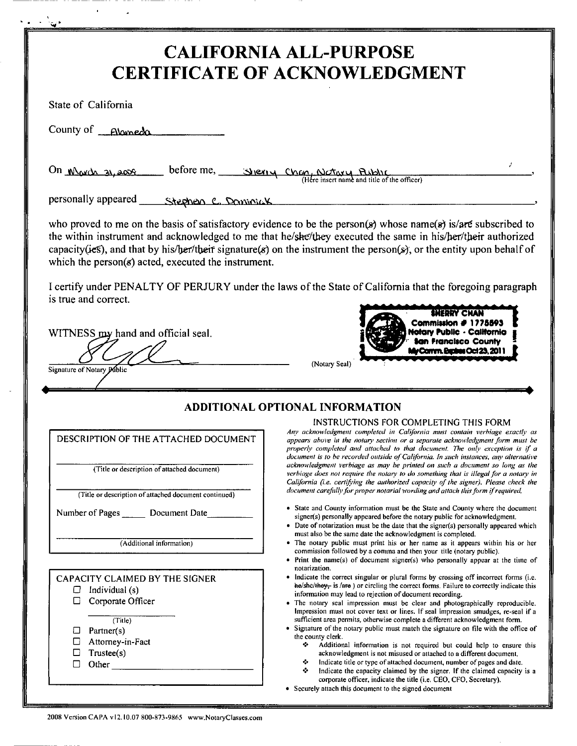# CALIFORNIA ALL-PURPOSE CERTIFICATE OF ACKNOWLEDGMENT

State of California

County of Alameda

On March 31, 2009 before me, Sherry Chan, Notary Public (Here insert name and title of the officer),

personally appeared Stephen C. Dominick,

who proved to me on the basis of satisfactory evidence to be the person(~~s~~) whose name(~~s~~) is/~~are~~ subscribed to the within instrument and acknowledged to me that he/~~she/they~~ executed the same in his/~~her/their~~ authorized capacity(~~ies~~), and that by his/~~her/their~~ signature(~~s~~) on the instrument the person(~~s~~), or the entity upon behalf of which the person(~~s~~) acted, executed the instrument.

I certify under PENALTY OF PERJURY under the laws of the State of California that the foregoing paragraph is true and correct.

WITNESS my hand and official seal.

[Signature]

Signature of Notary Public

(Notary Seal)

SHERRY CHAN
Commission # 1775893
Notary Public - California
San Francisco County
My Comm. Expires Oct 23, 2011

## ADDITIONAL OPTIONAL INFORMATION

DESCRIPTION OF THE ATTACHED DOCUMENT

(Title or description of attached document)

(Title or description of attached document continued)

Number of Pages _____ Document Date _________

(Additional information)

CAPACITY CLAIMED BY THE SIGNER

- ☐ Individual (s)
- ☐ Corporate Officer

  (Title)
- ☐ Partner(s)
- ☐ Attorney-in-Fact
- ☐ Trustee(s)
- ☐ Other ____________

INSTRUCTIONS FOR COMPLETING THIS FORM

*Any acknowledgment completed in California must contain verbiage exactly as appears above in the notary section or a separate acknowledgment form must be properly completed and attached to that document. The only exception is if a document is to be recorded outside of California. In such instances, any alternative acknowledgment verbiage as may be printed on such a document so long as the verbiage does not require the notary to do something that is illegal for a notary in California (i.e. certifying the authorized capacity of the signer). Please check the document carefully for proper notarial wording and attach this form if required.*

- State and County information must be the State and County where the document signer(s) personally appeared before the notary public for acknowledgment.
- Date of notarization must be the date that the signer(s) personally appeared which must also be the same date the acknowledgment is completed.
- The notary public must print his or her name as it appears within his or her commission followed by a comma and then your title (notary public).
- Print the name(s) of document signer(s) who personally appear at the time of notarization.
- Indicate the correct singular or plural forms by crossing off incorrect forms (i.e. ~~he~~/she/~~they~~, is /~~are~~ ) or circling the correct forms. Failure to correctly indicate this information may lead to rejection of document recording.
- The notary seal impression must be clear and photographically reproducible. Impression must not cover text or lines. If seal impression smudges, re-seal if a sufficient area permits, otherwise complete a different acknowledgment form.
- Signature of the notary public must match the signature on file with the office of the county clerk.
  - ❖ Additional information is not required but could help to ensure this acknowledgment is not misused or attached to a different document.
  - ❖ Indicate title or type of attached document, number of pages and date.
  - ❖ Indicate the capacity claimed by the signer. If the claimed capacity is a corporate officer, indicate the title (i.e. CEO, CFO, Secretary).
- Securely attach this document to the signed document

2008 Version CAPA v12.10.07 800-873-9865 www.NotaryClasses.com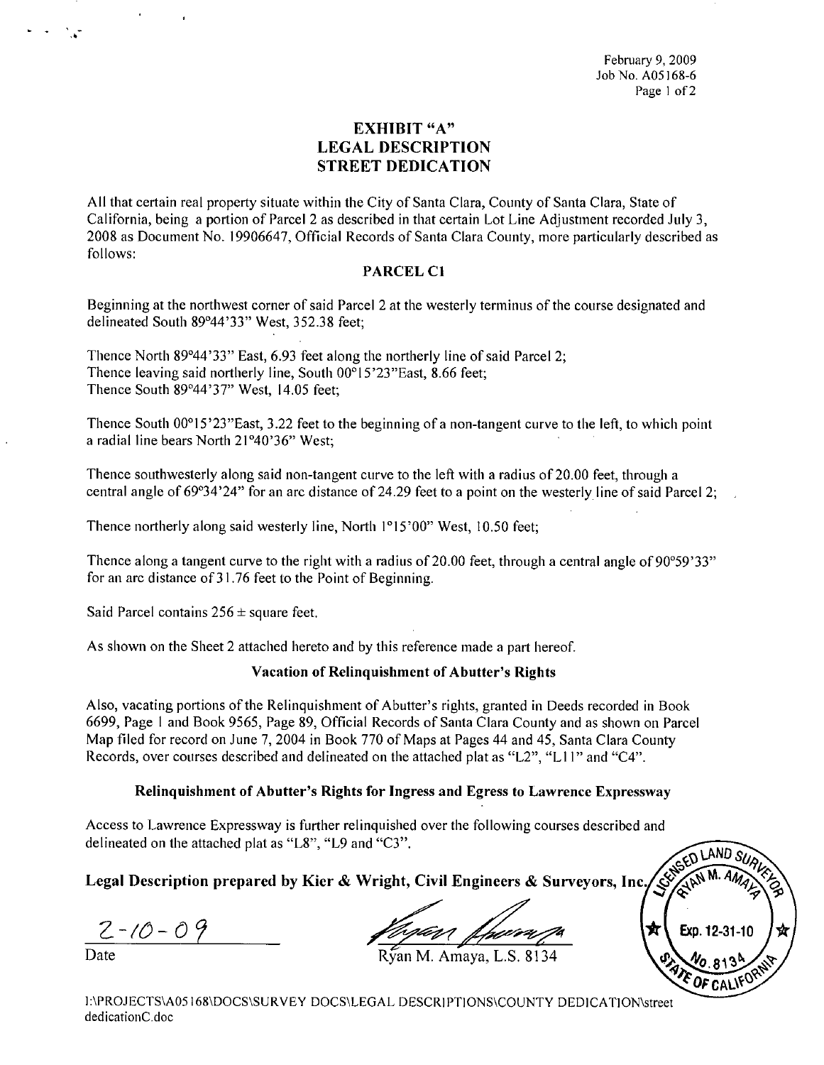February 9, 2009
Job No. A05168-6

# EXHIBIT "A"
# LEGAL DESCRIPTION
# STREET DEDICATION

All that certain real property situate within the City of Santa Clara, County of Santa Clara, State of California, being a portion of Parcel 2 as described in that certain Lot Line Adjustment recorded July 3, 2008 as Document No. 19906647, Official Records of Santa Clara County, more particularly described as follows:

## PARCEL C1

Beginning at the northwest corner of said Parcel 2 at the westerly terminus of the course designated and delineated South 89°44'33" West, 352.38 feet;

Thence North 89°44'33" East, 6.93 feet along the northerly line of said Parcel 2;
Thence leaving said northerly line, South 00°15'23"East, 8.66 feet;
Thence South 89°44'37" West, 14.05 feet;

Thence South 00°15'23"East, 3.22 feet to the beginning of a non-tangent curve to the left, to which point a radial line bears North 21°40'36" West;

Thence southwesterly along said non-tangent curve to the left with a radius of 20.00 feet, through a central angle of 69°34'24" for an arc distance of 24.29 feet to a point on the westerly line of said Parcel 2;

Thence northerly along said westerly line, North 1°15'00" West, 10.50 feet;

Thence along a tangent curve to the right with a radius of 20.00 feet, through a central angle of 90°59'33" for an arc distance of 31.76 feet to the Point of Beginning.

Said Parcel contains 256 ± square feet.

As shown on the Sheet 2 attached hereto and by this reference made a part hereof.

### Vacation of Relinquishment of Abutter's Rights

Also, vacating portions of the Relinquishment of Abutter's rights, granted in Deeds recorded in Book 6699, Page 1 and Book 9565, Page 89, Official Records of Santa Clara County and as shown on Parcel Map filed for record on June 7, 2004 in Book 770 of Maps at Pages 44 and 45, Santa Clara County Records, over courses described and delineated on the attached plat as "L2", "L11" and "C4".

### Relinquishment of Abutter's Rights for Ingress and Egress to Lawrence Expressway

Access to Lawrence Expressway is further relinquished over the following courses described and delineated on the attached plat as "L8", "L9 and "C3".

**Legal Description prepared by Kier & Wright, Civil Engineers & Surveyors, Inc.**

2-10-09
Date

Ryan M. Amaya, L.S. 8134

LICENSED LAND SURVEYOR RYAN M. AMAYA Exp. 12-31-10 No. 8134 STATE OF CALIFORNIA

I:\PROJECTS\A05168\DOCS\SURVEY DOCS\LEGAL DESCRIPTIONS\COUNTY DEDICATION\street dedicationC.doc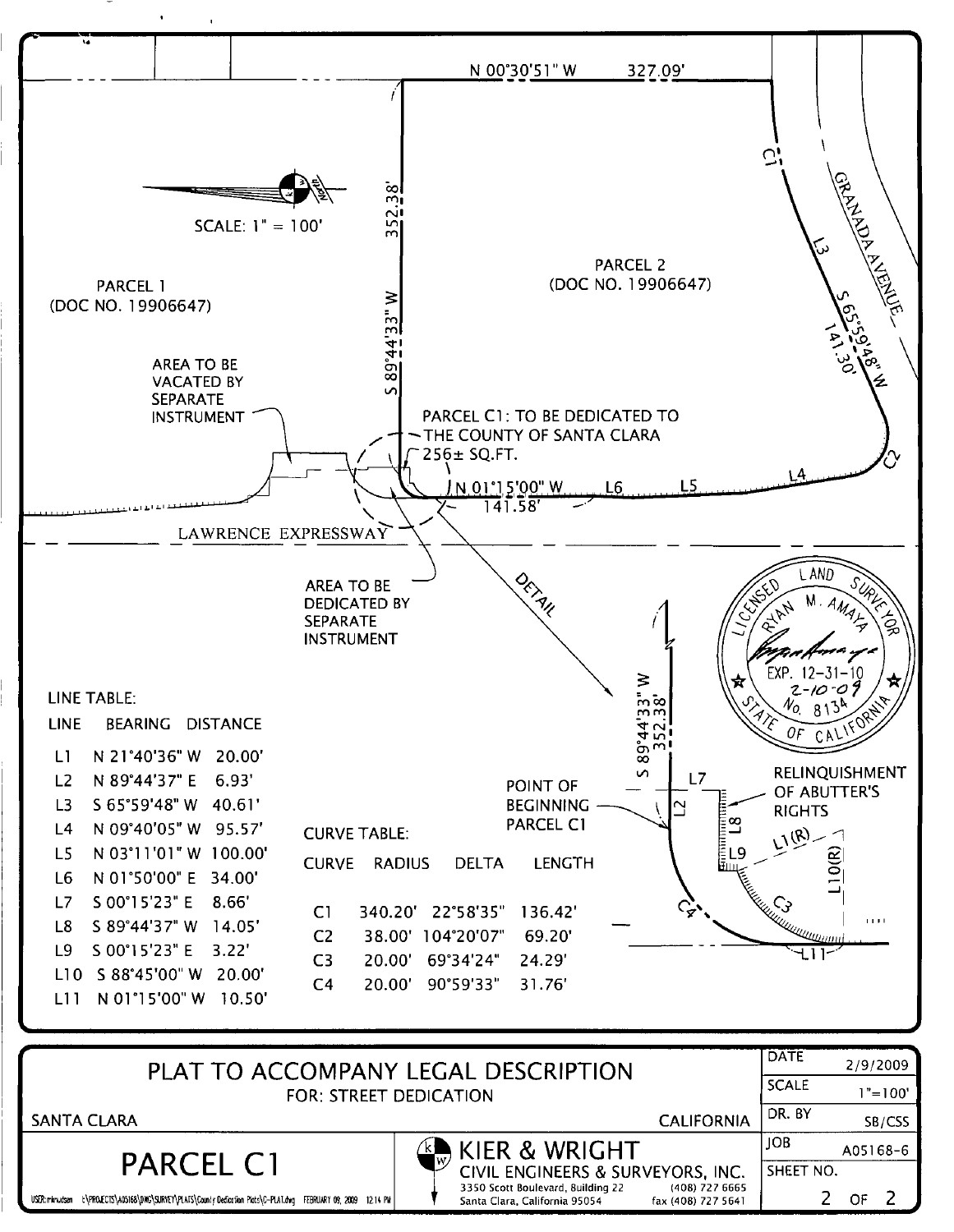N 00°30'51" W 327.09'

SCALE: 1" = 100'

PARCEL 1
(DOC NO. 19906647)

PARCEL 2
(DOC NO. 19906647)

S 89°44'33" W 352.38'

GRANADA AVENUE

S 65°59'48" W 141.30'

AREA TO BE VACATED BY SEPARATE INSTRUMENT

PARCEL C1: TO BE DEDICATED TO THE COUNTY OF SANTA CLARA 256± SQ.FT.

N 01°15'00" W 141.58'

LAWRENCE EXPRESSWAY

AREA TO BE DEDICATED BY SEPARATE INSTRUMENT

DETAIL

POINT OF BEGINNING PARCEL C1

RELINQUISHMENT OF ABUTTER'S RIGHTS

LICENSED LAND SURVEYOR
RYAN M. AMAYA
EXP. 12-31-10
2-10-09
No. 8134
STATE OF CALIFORNIA

LINE TABLE:

| LINE | BEARING | DISTANCE |
|---|---|---|
| L1 | N 21°40'36" W | 20.00' |
| L2 | N 89°44'37" E | 6.93' |
| L3 | S 65°59'48" W | 40.61' |
| L4 | N 09°40'05" W | 95.57' |
| L5 | N 03°11'01" W | 100.00' |
| L6 | N 01°50'00" E | 34.00' |
| L7 | S 00°15'23" E | 8.66' |
| L8 | S 89°44'37" W | 14.05' |
| L9 | S 00°15'23" E | 3.22' |
| L10 | S 88°45'00" W | 20.00' |
| L11 | N 01°15'00" W | 10.50' |

CURVE TABLE:

| CURVE | RADIUS | DELTA | LENGTH |
|---|---|---|---|
| C1 | 340.20' | 22°58'35" | 136.42' |
| C2 | 38.00' | 104°20'07" | 69.20' |
| C3 | 20.00' | 69°34'24" | 24.29' |
| C4 | 20.00' | 90°59'33" | 31.76' |

# PLAT TO ACCOMPANY LEGAL DESCRIPTION

FOR: STREET DEDICATION

SANTA CLARA CALIFORNIA

## PARCEL C1

KIER & WRIGHT
CIVIL ENGINEERS & SURVEYORS, INC.
3350 Scott Boulevard, Building 22 (408) 727 6665
Santa Clara, California 95054 fax (408) 727 5641

| DATE | 2/9/2009 |
|---|---|
| SCALE | 1"=100' |
| DR. BY | SB/CSS |
| JOB | A05168-6 |
| SHEET NO. | 2 OF 2 |

USER: mknudsen E:\PROJECTS\A05168\DWG\SURVEY\PLATS\County Dedication Plats\C-PLAT.dwg FEBRUARY 09, 2009 12:14 PM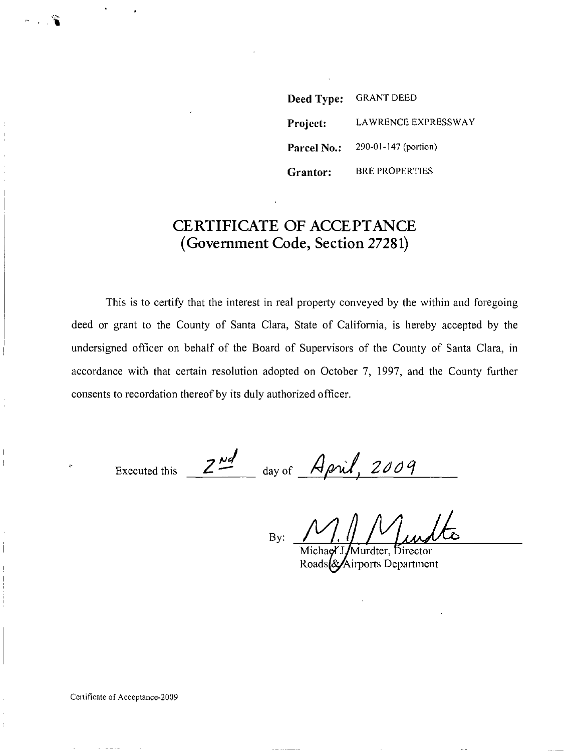| | |
|---|---|
| **Deed Type:** | GRANT DEED |
| **Project:** | LAWRENCE EXPRESSWAY |
| **Parcel No.:** | 290-01-147 (portion) |
| **Grantor:** | BRE PROPERTIES |

# CERTIFICATE OF ACCEPTANCE
## (Government Code, Section 27281)

This is to certify that the interest in real property conveyed by the within and foregoing deed or grant to the County of Santa Clara, State of California, is hereby accepted by the undersigned officer on behalf of the Board of Supervisors of the County of Santa Clara, in accordance with that certain resolution adopted on October 7, 1997, and the County further consents to recordation thereof by its duly authorized officer.

Executed this 2nd day of April, 2009

By: M. J. Murdter

Michael J. Murdter, Director
Roads & Airports Department

Certificate of Acceptance-2009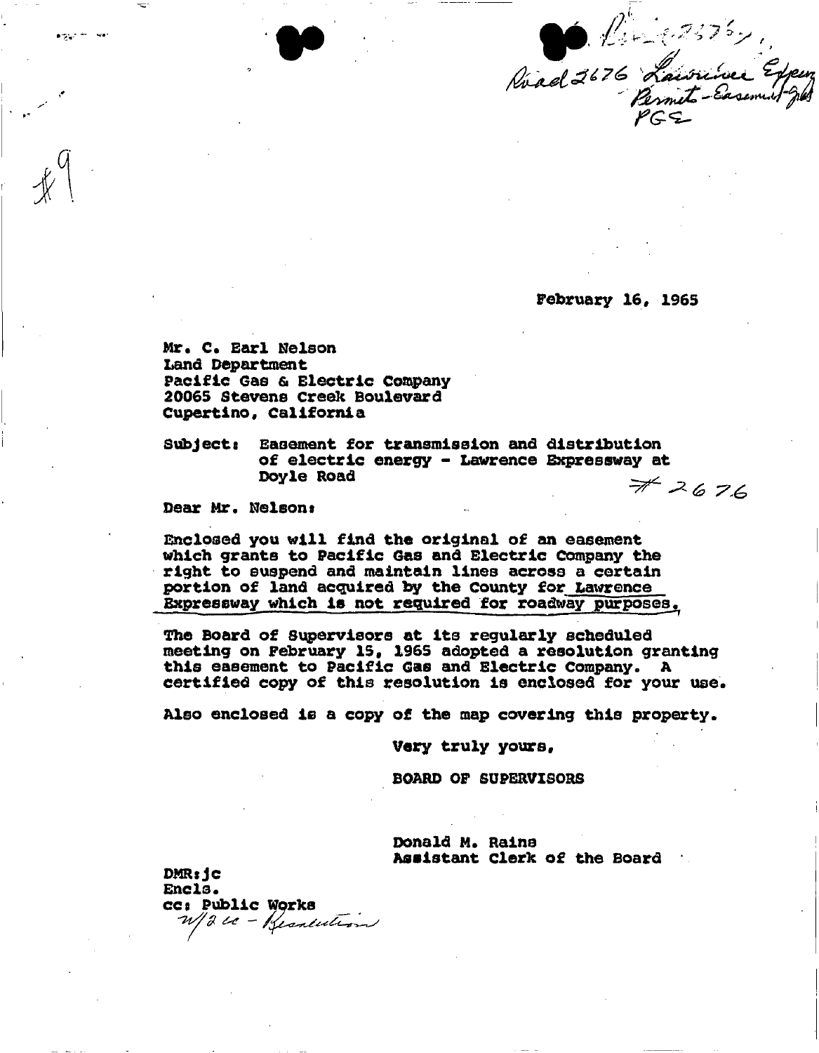Road 2676 Lawrence Expwy
Permit - Easement - Gas
PGE

#9

February 16, 1965

Mr. C. Earl Nelson
Land Department
Pacific Gas & Electric Company
20065 Stevens Creek Boulevard
Cupertino, California

Subject: Easement for transmission and distribution of electric energy - Lawrence Expressway at Doyle Road

#2676

Dear Mr. Nelson:

Enclosed you will find the original of an easement which grants to Pacific Gas and Electric Company the right to suspend and maintain lines across a certain portion of land acquired by the County for Lawrence Expressway which is not required for roadway purposes.

The Board of Supervisors at its regularly scheduled meeting on February 15, 1965 adopted a resolution granting this easement to Pacific Gas and Electric Company. A certified copy of this resolution is enclosed for your use.

Also enclosed is a copy of the map covering this property.

Very truly yours,

BOARD OF SUPERVISORS

Donald M. Rains
Assistant Clerk of the Board

DMR:jc
Encls.
cc: Public Works
w/2 cc - Resolution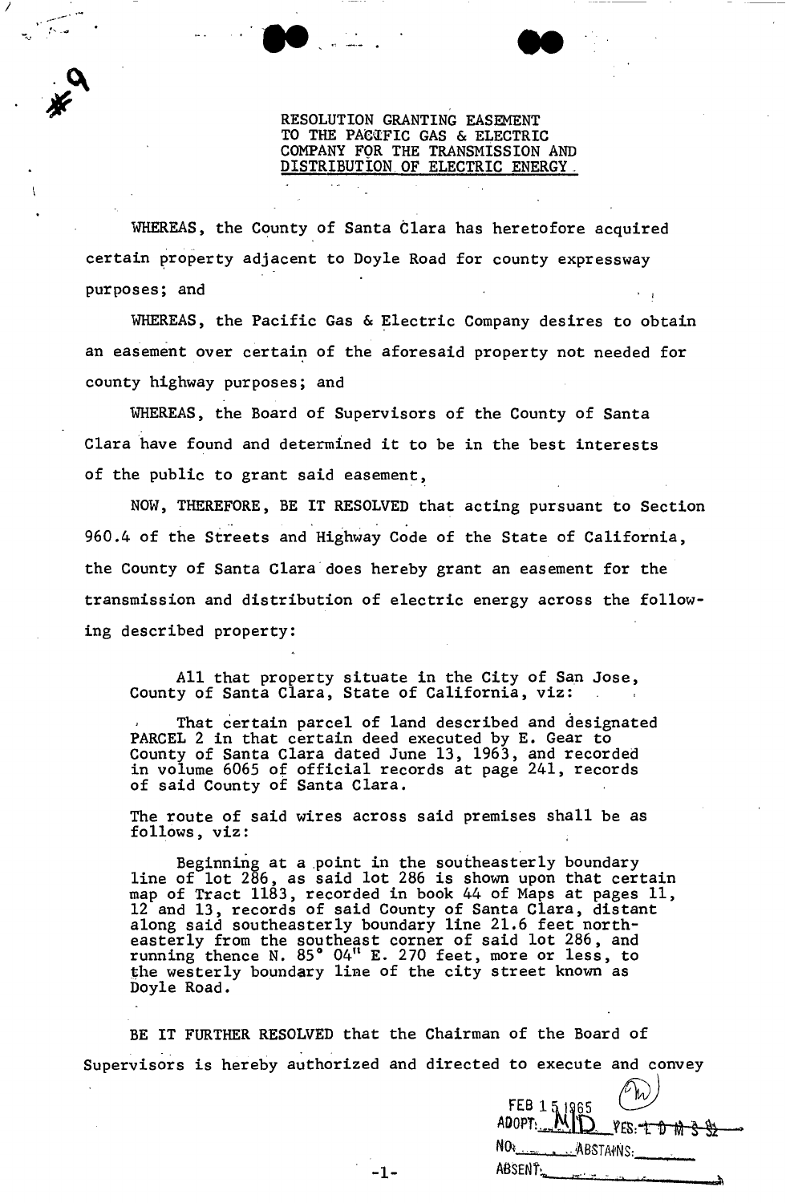#9

RESOLUTION GRANTING EASEMENT TO THE PACIFIC GAS & ELECTRIC COMPANY FOR THE TRANSMISSION AND DISTRIBUTION OF ELECTRIC ENERGY

WHEREAS, the County of Santa Clara has heretofore acquired certain property adjacent to Doyle Road for county expressway purposes; and

WHEREAS, the Pacific Gas & Electric Company desires to obtain an easement over certain of the aforesaid property not needed for county highway purposes; and

WHEREAS, the Board of Supervisors of the County of Santa Clara have found and determined it to be in the best interests of the public to grant said easement,

NOW, THEREFORE, BE IT RESOLVED that acting pursuant to Section 960.4 of the Streets and Highway Code of the State of California, the County of Santa Clara does hereby grant an easement for the transmission and distribution of electric energy across the following described property:

> All that property situate in the City of San Jose, County of Santa Clara, State of California, viz:
>
> That certain parcel of land described and designated PARCEL 2 in that certain deed executed by E. Gear to County of Santa Clara dated June 13, 1963, and recorded in volume 6065 of official records at page 241, records of said County of Santa Clara.
>
> The route of said wires across said premises shall be as follows, viz:
>
> Beginning at a point in the southeasterly boundary line of lot 286, as said lot 286 is shown upon that certain map of Tract 1183, recorded in book 44 of Maps at pages 11, 12 and 13, records of said County of Santa Clara, distant along said southeasterly boundary line 21.6 feet northeasterly from the southeast corner of said lot 286, and running thence N. 85° 04" E. 270 feet, more or less, to the westerly boundary line of the city street known as Doyle Road.

BE IT FURTHER RESOLVED that the Chairman of the Board of Supervisors is hereby authorized and directed to execute and convey

FEB 15 1965
ADOPT: MID YES: ~~L D M S S~~
NO: ABSTAINS:
ABSENT: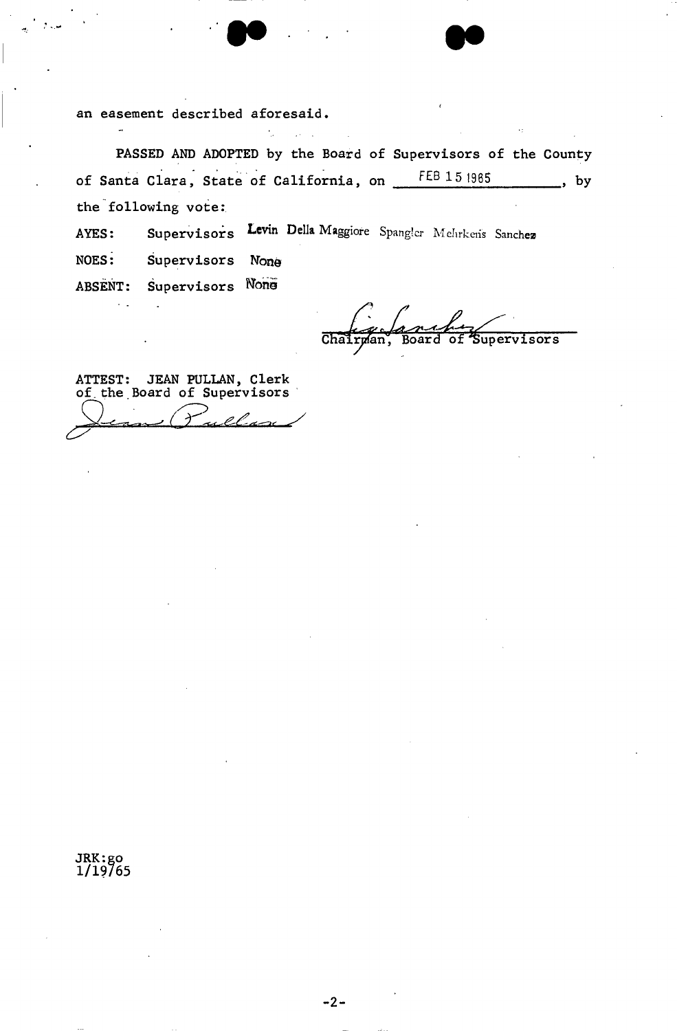an easement described aforesaid.

PASSED AND ADOPTED by the Board of Supervisors of the County of Santa Clara, State of California, on FEB 15 1965, by the following vote:

AYES: Supervisors Levin Della Maggiore Spangler Mehrkens Sanchez

NOES: Supervisors None

ABSENT: Supervisors None

Chairman, Board of Supervisors

ATTEST: JEAN PULLAN, Clerk
of the Board of Supervisors

JRK:go
1/19/65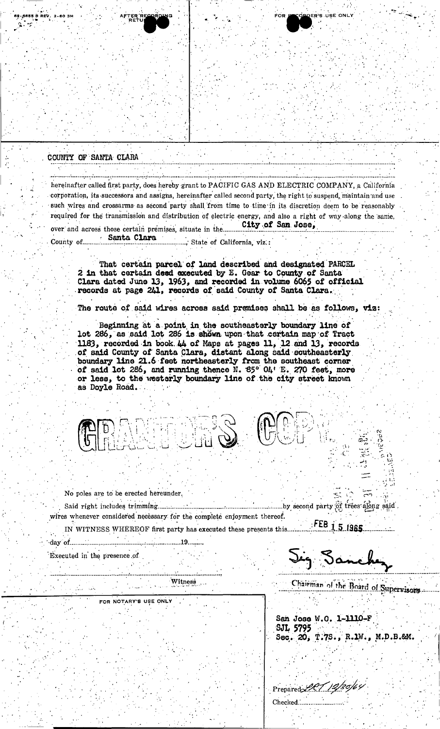62-8655 B REV. 2-60 3M

AFTER RECORDING RETURN

FOR RECORDER'S USE ONLY

COUNTY OF SANTA CLARA

hereinafter called first party, does hereby grant to PACIFIC GAS AND ELECTRIC COMPANY, a California corporation, its successors and assigns, hereinafter called second party, the right to suspend, maintain and use such wires and crossarms as second party shall from time to time in its discretion deem to be reasonably required for the transmission and distribution of electric energy, and also a right of way along the same, over and across those certain premises, situate in the City of San Jose, County of Santa Clara, State of California, viz.:

**That certain parcel of land described and designated PARCEL 2 in that certain deed executed by E. Gear to County of Santa Clara dated June 13, 1963, and recorded in volume 6065 of official records at page 241, records of said County of Santa Clara.**

**The route of said wires across said premises shall be as follows, viz:**

**Beginning at a point in the southeasterly boundary line of lot 286, as said lot 286 is shown upon that certain map of Tract 1183, recorded in book 44 of Maps at pages 11, 12 and 13, records of said County of Santa Clara, distant along said southeasterly boundary line 21.6 feet northeasterly from the southeast corner of said lot 286, and running thence N. 85° 04' E. 270 feet, more or less, to the westerly boundary line of the city street known as Doyle Road.**

GRANTOR'S COPY

No poles are to be erected hereunder.

Said right includes trimming ........ by second party of trees along said wires whenever considered necessary for the complete enjoyment thereof.

IN WITNESS WHEREOF first party has executed these presents this FEB 15 1965 day of ........ 19......

Executed in the presence of

Witness

Sig Sanchez

Chairman of the Board of Supervisors

FOR NOTARY'S USE ONLY

San Jose W.O. 1-1110-F
SJL 5795
Sec. 20, T.7S., R.1W., M.D.B.&M.

Prepared PRT 12/30/64

Checked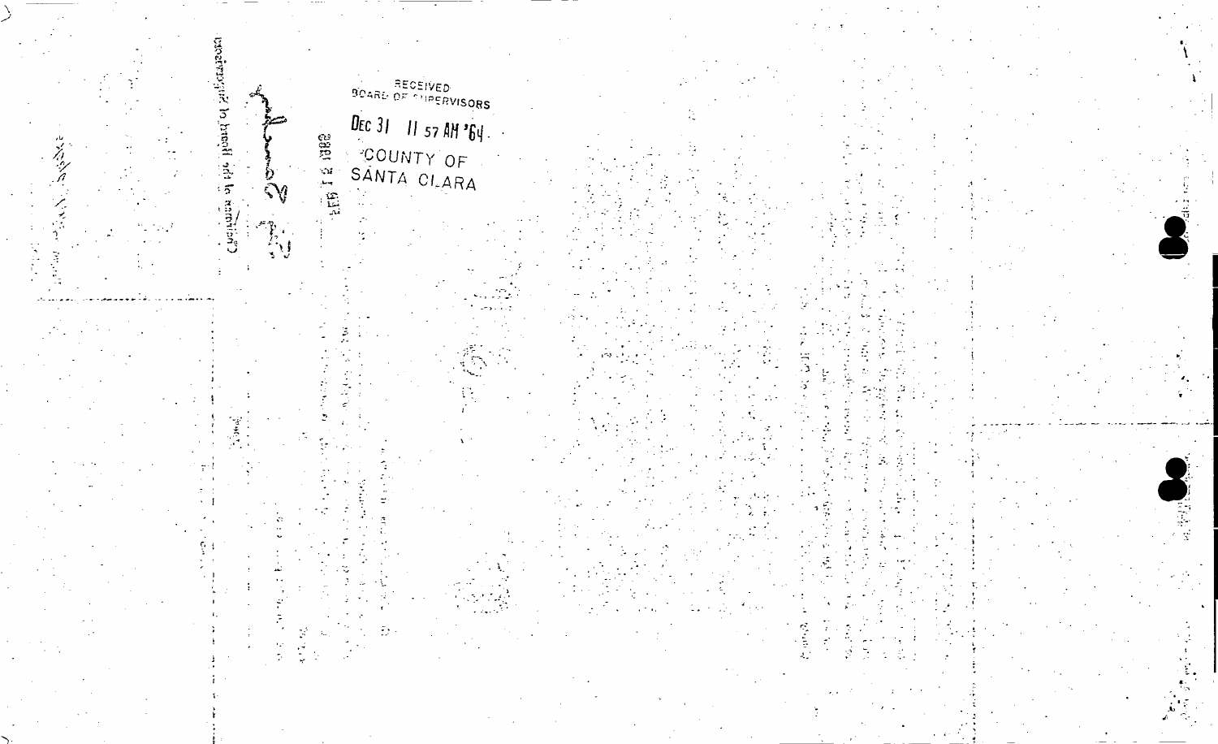RECEIVED
BOARD OF SUPERVISORS

DEC 31 11 57 AM '64

COUNTY OF
SANTA CLARA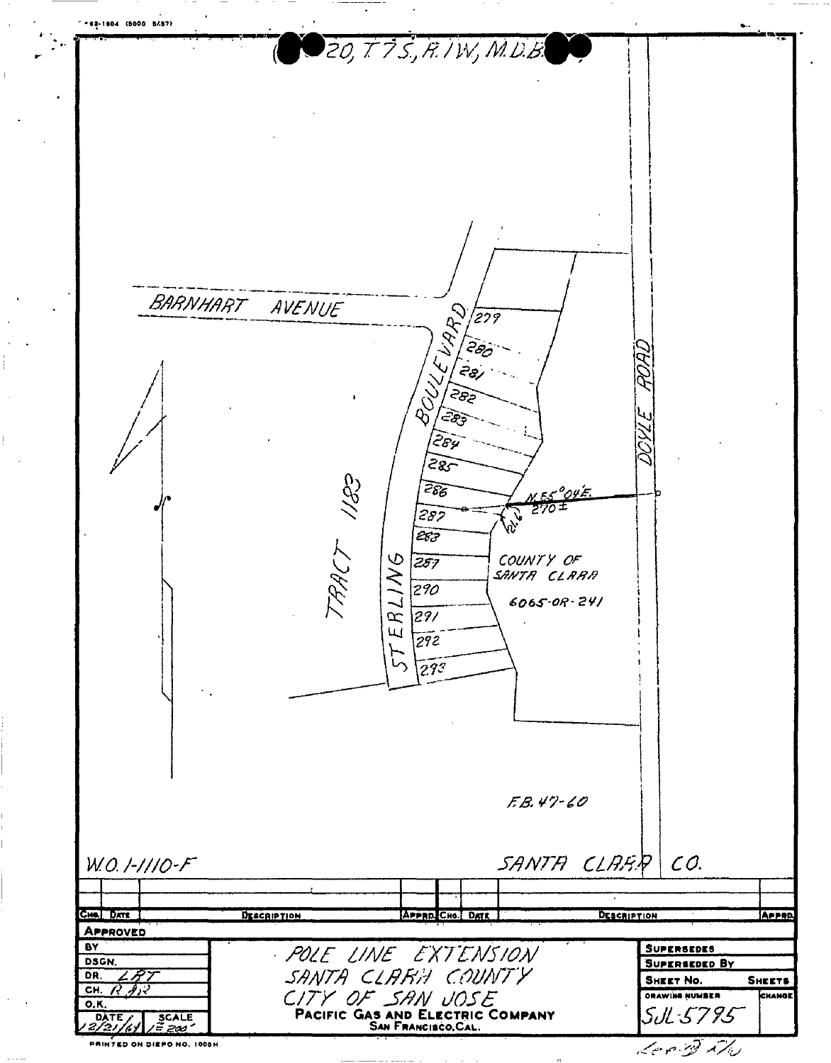(●●20, T.7S., R.1W., M.D.B.●●)

BARNHART AVENUE

STERLING BOULEVARD

TRACT 1183

279
280
281
282
283
284
285
286
287
288
289
290
291
292
293

DOYLE ROAD

N.55°04'E.
270±

COUNTY OF SANTA CLARA
6065-OR-241

F.B. 47-60

W.O. 1-1110-F

SANTA CLARA CO.

| CHG. | DATE | DESCRIPTION | APPRD. | CHG. | DATE | DESCRIPTION | APPRD. |
|---|---|---|---|---|---|---|---|
| | | | | | | | |

**APPROVED**

BY

DSGN.

DR. LRT

CH. R.J.R.

O.K.

DATE 12/21/64 SCALE 1"=200'

POLE LINE EXTENSION
SANTA CLARA COUNTY
CITY OF SAN JOSE

**PACIFIC GAS AND ELECTRIC COMPANY**
SAN FRANCISCO, CAL.

SUPERSEDES

SUPERSEDED BY

SHEET NO. SHEETS

DRAWING NUMBER CHANGE

SJL-5795

PRINTED ON DIEPO NO. 1000H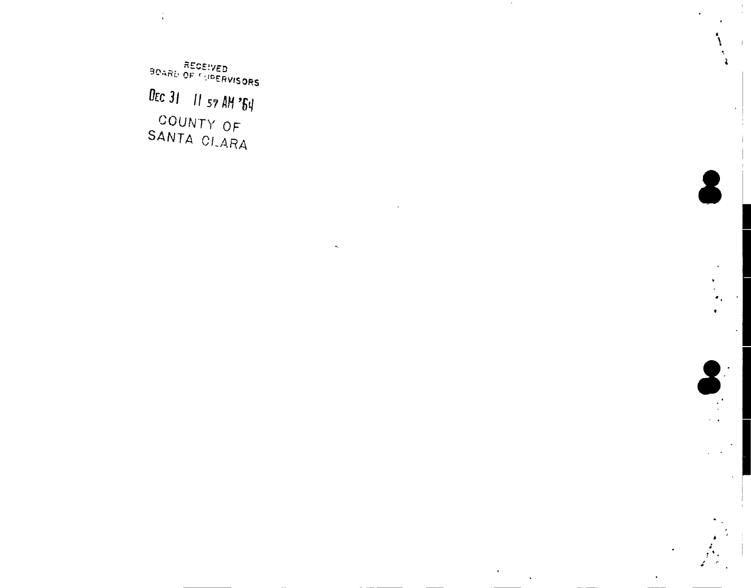RECEIVED
BOARD OF SUPERVISORS

DEC 31 11 57 AM '64

COUNTY OF
SANTA CLARA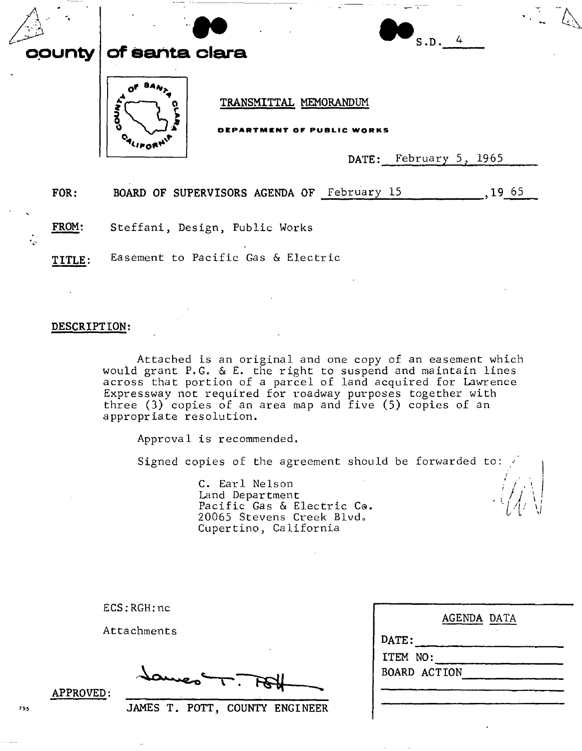S.D. 4

# county of santa clara

## TRANSMITTAL MEMORANDUM

**DEPARTMENT OF PUBLIC WORKS**

DATE: February 5, 1965

FOR: BOARD OF SUPERVISORS AGENDA OF February 15, 1965

FROM: Steffani, Design, Public Works

TITLE: Easement to Pacific Gas & Electric

DESCRIPTION:

Attached is an original and one copy of an easement which would grant P.G. & E. the right to suspend and maintain lines across that portion of a parcel of land acquired for Lawrence Expressway not required for roadway purposes together with three (3) copies of an area map and five (5) copies of an appropriate resolution.

Approval is recommended.

Signed copies of the agreement should be forwarded to:

C. Earl Nelson
Land Department
Pacific Gas & Electric Co.
20065 Stevens Creek Blvd.
Cupertino, California

ECS:RGH:nc

Attachments

APPROVED: JAMES T. POTT, COUNTY ENGINEER

| AGENDA DATA |
|---|
| DATE: |
| ITEM NO: |
| BOARD ACTION |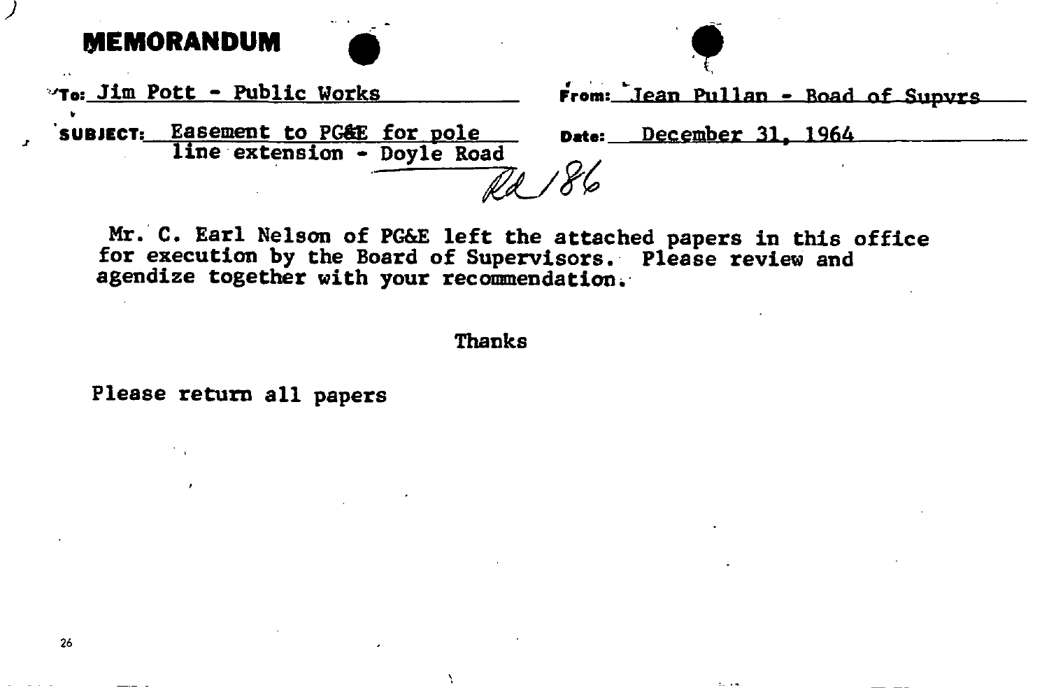# MEMORANDUM

**To:** Jim Pott - Public Works

**From:** Jean Pullan - Boad of Supvrs

**SUBJECT:** Easement to PG&E for pole line extension - Doyle Road

**Date:** December 31, 1964

Rd 186

Mr. C. Earl Nelson of PG&E left the attached papers in this office for execution by the Board of Supervisors. Please review and agendize together with your recommendation.

Thanks

Please return all papers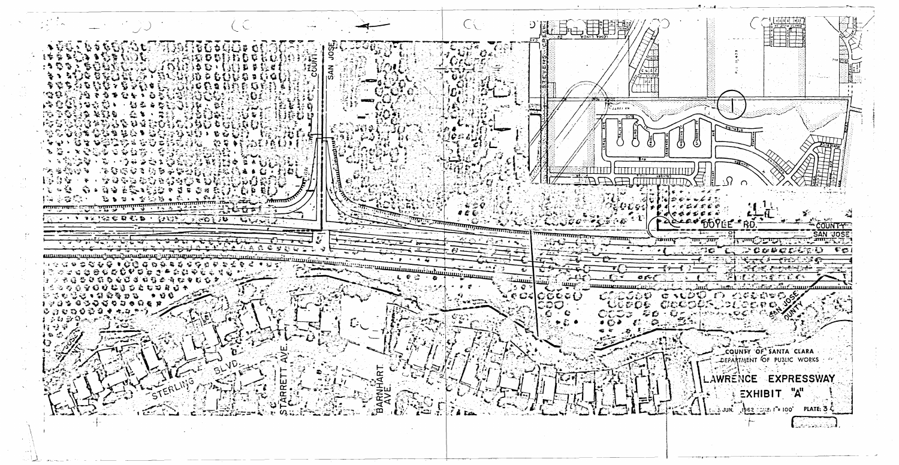COUNTY

SAN JOSE

STEVENS CREEK

DOYLE RD.

COUNTY

SAN JOSE

SAN JOSE

COUNTY

STERLING BLVD.

STARRETT AVE.

BARNHART AVE.

COUNTY OF SANTA CLARA
DEPARTMENT OF PUBLIC WORKS

LAWRENCE EXPRESSWAY

EXHIBIT "A"

JUN. 1962 SCALE: 1" = 100' PLATE: 3